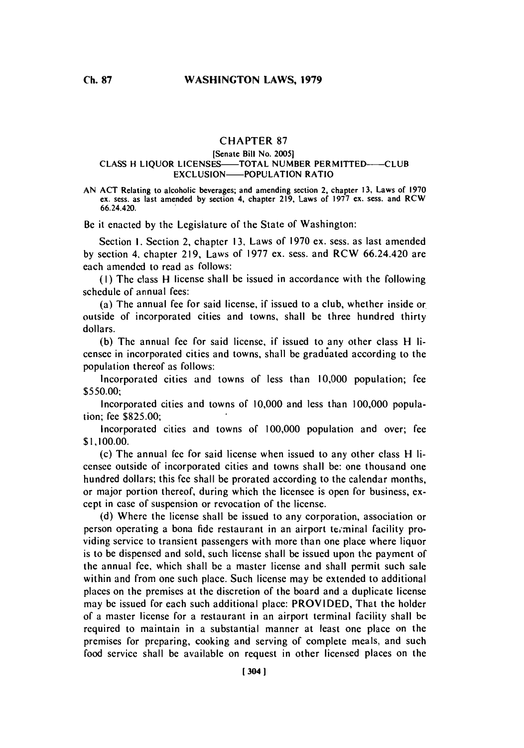# CHAPTER 87

[Senate Bill No. 2005]

CLASS H LIQUOR LICENSES——TOTAL NUMBER PERMITTED——CLUB EXCLUSION——POPULATION RATIO

AN ACT Relating to alcoholic beverages; and amending section 2, chapter 13, Laws of 1970 ex. sess. as last amended by section 4, chapter 219, Laws of 1977 ex. sess. and RCW 66.24.420.

Be it enacted by the Legislature of the State of Washington:

Section 1. Section 2, chapter 13, Laws of 1970 ex. sess. as last amended by section 4, chapter 219, Laws of 1977 ex. sess. and RCW 66.24.420 are each amended to read as follows:

(1) The class H license shall be issued in accordance with the following schedule of annual fees:

(a) The annual fee for said license, if issued to a club, whether inside or outside of incorporated cities and towns, shall be three hundred thirty dollars.

(b) The annual fee for said license, if issued to any other class H licensee in incorporated cities and towns, shall be graduated according to the population thereof as follows:

Incorporated cities and towns of less than 10,000 population; fee $550.00;

Incorporated cities and towns of 10,000 and less than 100,000 population; fee $825.00;

Incorporated cities and towns of 100,000 population and over; fee $1,100.00.

(c) The annual fee for said license when issued to any other class H licensee outside of incorporated cities and towns shall be: one thousand one hundred dollars; this fee shall be prorated according to the calendar months, or major portion thereof, during which the licensee is open for business, except in case of suspension or revocation of the license.

(d) Where the license shall be issued to any corporation, association or person operating a bona fide restaurant in an airport terminal facility providing service to transient passengers with more than one place where liquor is to be dispensed and sold, such license shall be issued upon the payment of the annual fee, which shall be a master license and shall permit such sale within and from one such place. Such license may be extended to additional places on the premises at the discretion of the board and a duplicate license may be issued for each such additional place: PROVIDED, That the holder of a master license for a restaurant in an airport terminal facility shall be required to maintain in a substantial manner at least one place on the premises for preparing, cooking and serving of complete meals, and such food service shall be available on request in other licensed places on the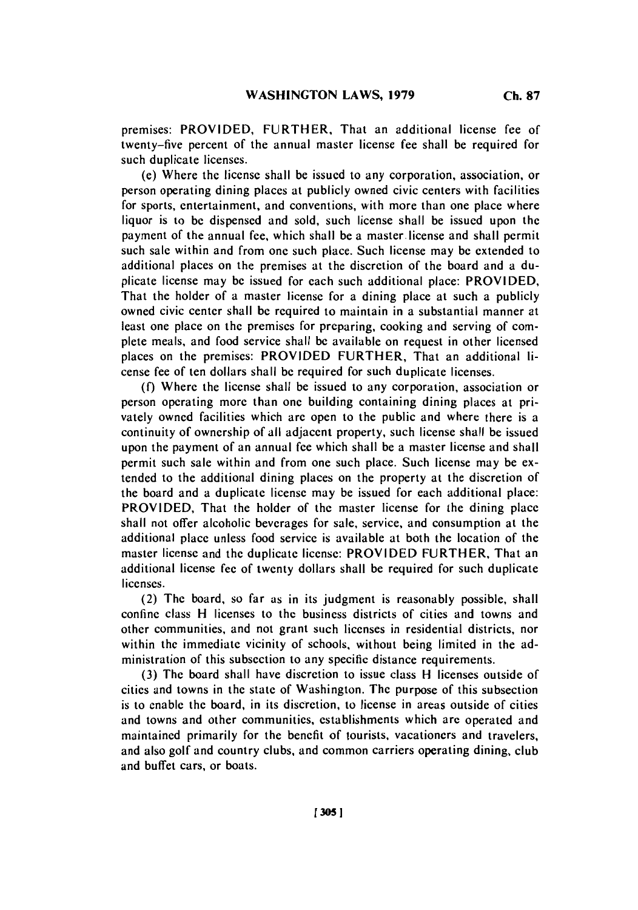premises: PROVIDED, FURTHER, That an additional license fee of twenty-five percent of the annual master license fee shall be required for such duplicate licenses.

(e) Where the license shall be issued to any corporation, association, or person operating dining places at publicly owned civic centers with facilities for sports, entertainment, and conventions, with more than one place where liquor is to be dispensed and sold, such license shall be issued upon the payment of the annual fee, which shall be a master license and shall permit such sale within and from one such place. Such license may be extended to additional places on the premises at the discretion of the board and a duplicate license may be issued for each such additional place: PROVIDED, That the holder of a master license for a dining place at such a publicly owned civic center shall be required to maintain in a substantial manner at least one place on the premises for preparing, cooking and serving of complete meals, and food service shall be available on request in other licensed places on the premises: PROVIDED FURTHER, That an additional license fee of ten dollars shall be required for such duplicate licenses.

(f) Where the license shall be issued to any corporation, association or person operating more than one building containing dining places at privately owned facilities which are open to the public and where there is a continuity of ownership of all adjacent property, such license shall be issued upon the payment of an annual fee which shall be a master license and shall permit such sale within and from one such place. Such license may be extended to the additional dining places on the property at the discretion of the board and a duplicate license may be issued for each additional place: PROVIDED, That the holder of the master license for the dining place shall not offer alcoholic beverages for sale, service, and consumption at the additional place unless food service is available at both the location of the master license and the duplicate license: PROVIDED FURTHER, That an additional license fee of twenty dollars shall be required for such duplicate licenses.

(2) The board, so far as in its judgment is reasonably possible, shall confine class H licenses to the business districts of cities and towns and other communities, and not grant such licenses in residential districts, nor within the immediate vicinity of schools, without being limited in the administration of this subsection to any specific distance requirements.

(3) The board shall have discretion to issue class H licenses outside of cities and towns in the state of Washington. The purpose of this subsection is to enable the board, in its discretion, to license in areas outside of cities and towns and other communities, establishments which are operated and maintained primarily for the benefit of tourists, vacationers and travelers, and also golf and country clubs, and common carriers operating dining, club and buffet cars, or boats.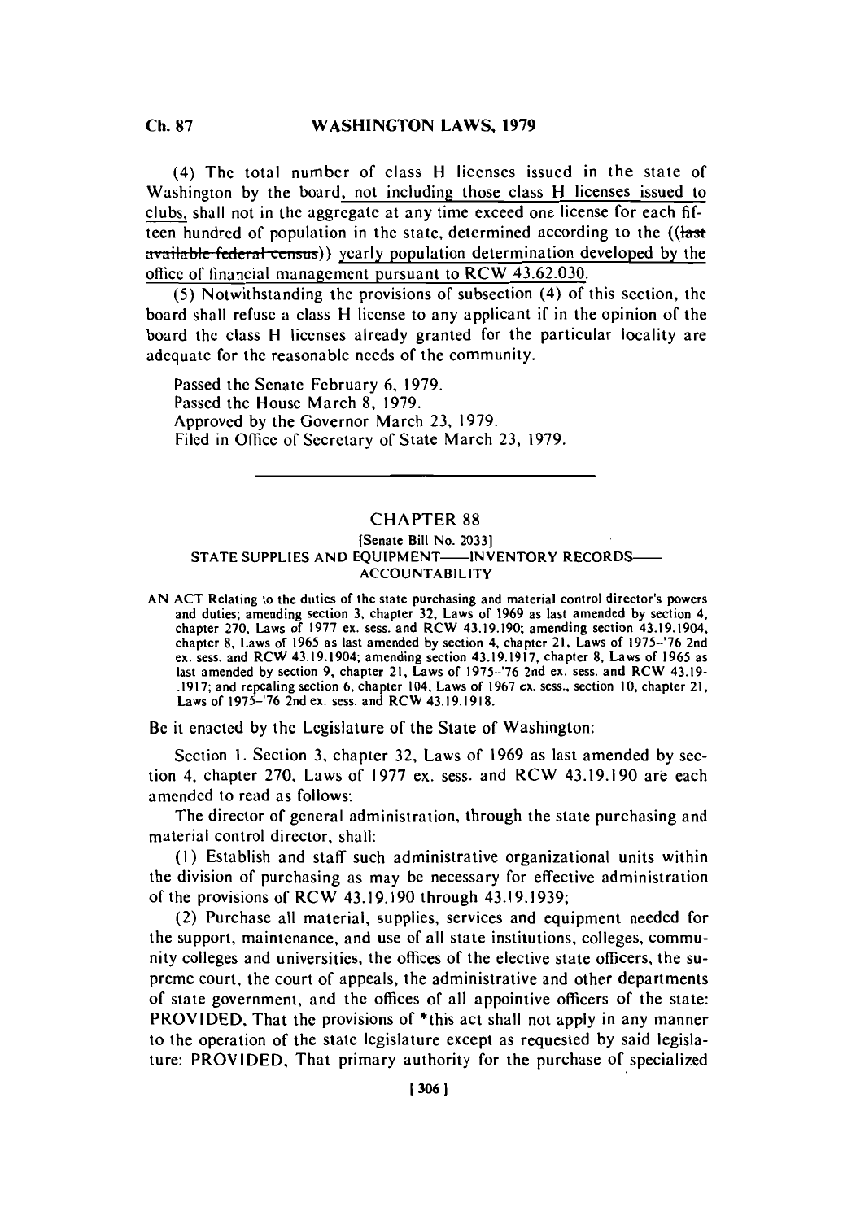(4) The total number of class H licenses issued in the state of Washington by the board, not including those class H licenses issued to clubs, shall not in the aggregate at any time exceed one license for each fifteen hundred of population in the state, determined according to the ((last available federal census)) yearly population determination developed by the office of financial management pursuant to RCW 43.62.030.

(5) Notwithstanding the provisions of subsection (4) of this section, the board shall refuse a class H license to any applicant if in the opinion of the board the class H licenses already granted for the particular locality are adequate for the reasonable needs of the community.

Passed the Senate February 6, 1979.
Passed the House March 8, 1979.
Approved by the Governor March 23, 1979.
Filed in Office of Secretary of State March 23, 1979.

---

## CHAPTER 88

[Senate Bill No. 2033]

### STATE SUPPLIES AND EQUIPMENT——INVENTORY RECORDS——ACCOUNTABILITY

AN ACT Relating to the duties of the state purchasing and material control director's powers and duties; amending section 3, chapter 32, Laws of 1969 as last amended by section 4, chapter 270, Laws of 1977 ex. sess. and RCW 43.19.190; amending section 43.19.1904, chapter 8, Laws of 1965 as last amended by section 4, chapter 21, Laws of 1975-'76 2nd ex. sess. and RCW 43.19.1904; amending section 43.19.1917, chapter 8, Laws of 1965 as last amended by section 9, chapter 21, Laws of 1975-'76 2nd ex. sess. and RCW 43.19-.1917; and repealing section 6, chapter 104, Laws of 1967 ex. sess., section 10, chapter 21, Laws of 1975-'76 2nd ex. sess. and RCW 43.19.1918.

Be it enacted by the Legislature of the State of Washington:

Section 1. Section 3, chapter 32, Laws of 1969 as last amended by section 4, chapter 270, Laws of 1977 ex. sess. and RCW 43.19.190 are each amended to read as follows:

The director of general administration, through the state purchasing and material control director, shall:

(1) Establish and staff such administrative organizational units within the division of purchasing as may be necessary for effective administration of the provisions of RCW 43.19.190 through 43.19.1939;

(2) Purchase all material, supplies, services and equipment needed for the support, maintenance, and use of all state institutions, colleges, community colleges and universities, the offices of the elective state officers, the supreme court, the court of appeals, the administrative and other departments of state government, and the offices of all appointive officers of the state: PROVIDED, That the provisions of *this act shall not apply in any manner to the operation of the state legislature except as requested by said legislature: PROVIDED, That primary authority for the purchase of specialized